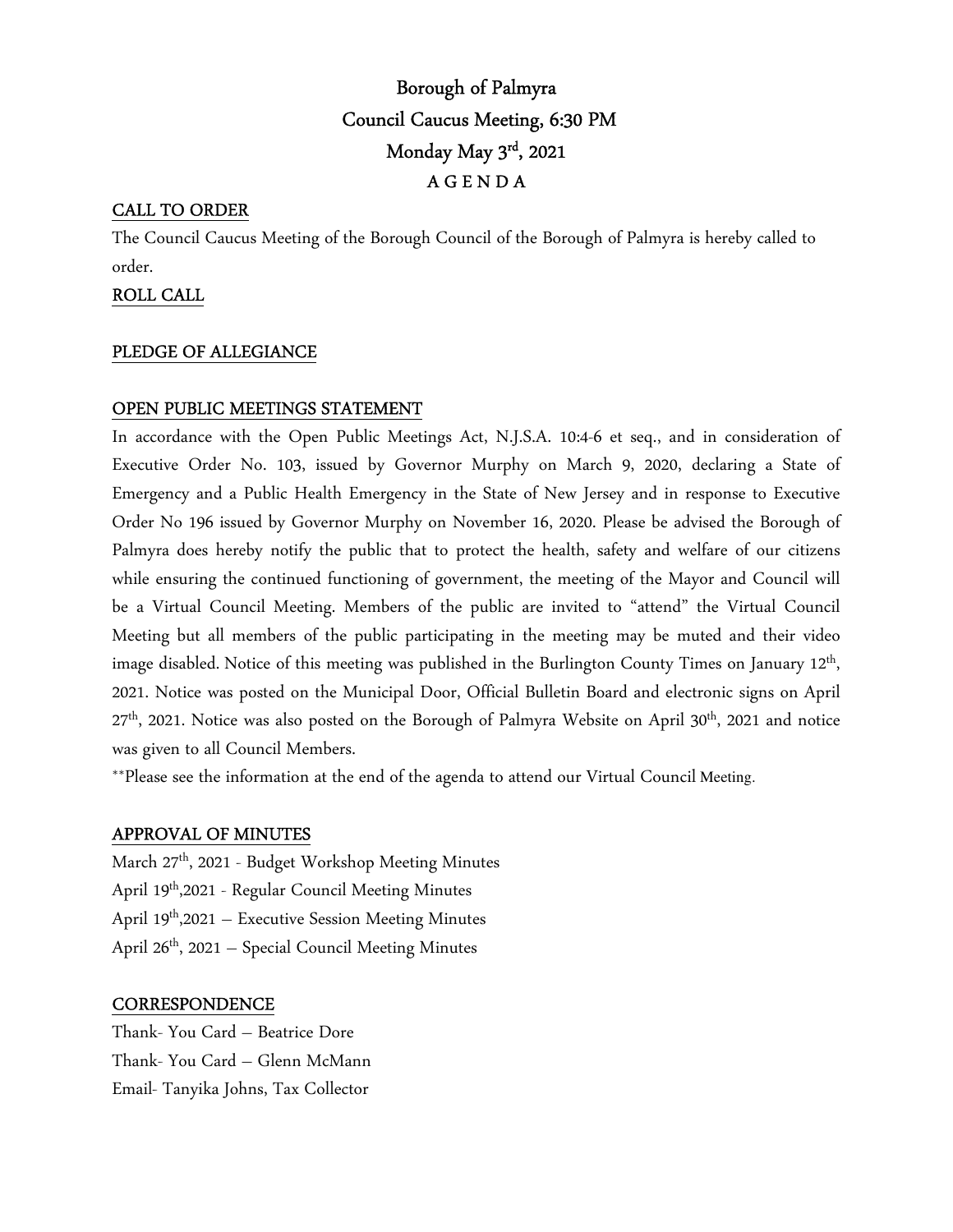# Borough of Palmyra
## Council Caucus Meeting, 6:30 PM
## Monday May 3rd, 2021
## A G E N D A

**CALL TO ORDER**

The Council Caucus Meeting of the Borough Council of the Borough of Palmyra is hereby called to order.

**ROLL CALL**

**PLEDGE OF ALLEGIANCE**

**OPEN PUBLIC MEETINGS STATEMENT**

In accordance with the Open Public Meetings Act, N.J.S.A. 10:4-6 et seq., and in consideration of Executive Order No. 103, issued by Governor Murphy on March 9, 2020, declaring a State of Emergency and a Public Health Emergency in the State of New Jersey and in response to Executive Order No 196 issued by Governor Murphy on November 16, 2020. Please be advised the Borough of Palmyra does hereby notify the public that to protect the health, safety and welfare of our citizens while ensuring the continued functioning of government, the meeting of the Mayor and Council will be a Virtual Council Meeting. Members of the public are invited to "attend" the Virtual Council Meeting but all members of the public participating in the meeting may be muted and their video image disabled. Notice of this meeting was published in the Burlington County Times on January 12th, 2021. Notice was posted on the Municipal Door, Official Bulletin Board and electronic signs on April 27th, 2021. Notice was also posted on the Borough of Palmyra Website on April 30th, 2021 and notice was given to all Council Members.

**Please see the information at the end of the agenda to attend our Virtual Council Meeting.

**APPROVAL OF MINUTES**

March 27th, 2021 - Budget Workshop Meeting Minutes
April 19th,2021 - Regular Council Meeting Minutes
April 19th,2021 – Executive Session Meeting Minutes
April 26th, 2021 – Special Council Meeting Minutes

**CORRESPONDENCE**

Thank- You Card – Beatrice Dore
Thank- You Card – Glenn McMann
Email- Tanyika Johns, Tax Collector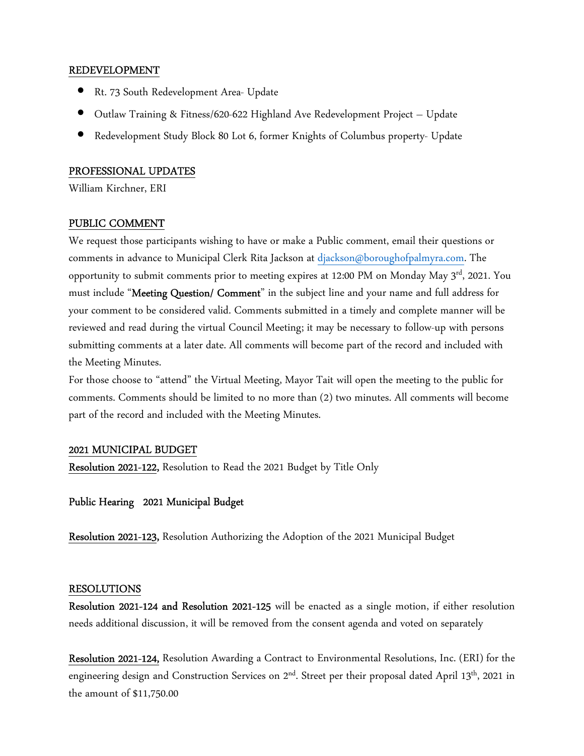## REDEVELOPMENT

- Rt. 73 South Redevelopment Area- Update
- Outlaw Training & Fitness/620-622 Highland Ave Redevelopment Project – Update
- Redevelopment Study Block 80 Lot 6, former Knights of Columbus property- Update

## PROFESSIONAL UPDATES

William Kirchner, ERI

## PUBLIC COMMENT

We request those participants wishing to have or make a Public comment, email their questions or comments in advance to Municipal Clerk Rita Jackson at djackson@boroughofpalmyra.com. The opportunity to submit comments prior to meeting expires at 12:00 PM on Monday May 3rd, 2021. You must include "**Meeting Question/ Comment**" in the subject line and your name and full address for your comment to be considered valid. Comments submitted in a timely and complete manner will be reviewed and read during the virtual Council Meeting; it may be necessary to follow-up with persons submitting comments at a later date. All comments will become part of the record and included with the Meeting Minutes.

For those choose to "attend" the Virtual Meeting, Mayor Tait will open the meeting to the public for comments. Comments should be limited to no more than (2) two minutes. All comments will become part of the record and included with the Meeting Minutes.

## 2021 MUNICIPAL BUDGET

**Resolution 2021-122,** Resolution to Read the 2021 Budget by Title Only

**Public Hearing 2021 Municipal Budget**

**Resolution 2021-123,** Resolution Authorizing the Adoption of the 2021 Municipal Budget

## RESOLUTIONS

**Resolution 2021-124 and Resolution 2021-125** will be enacted as a single motion, if either resolution needs additional discussion, it will be removed from the consent agenda and voted on separately

**Resolution 2021-124,** Resolution Awarding a Contract to Environmental Resolutions, Inc. (ERI) for the engineering design and Construction Services on 2nd. Street per their proposal dated April 13th, 2021 in the amount of $11,750.00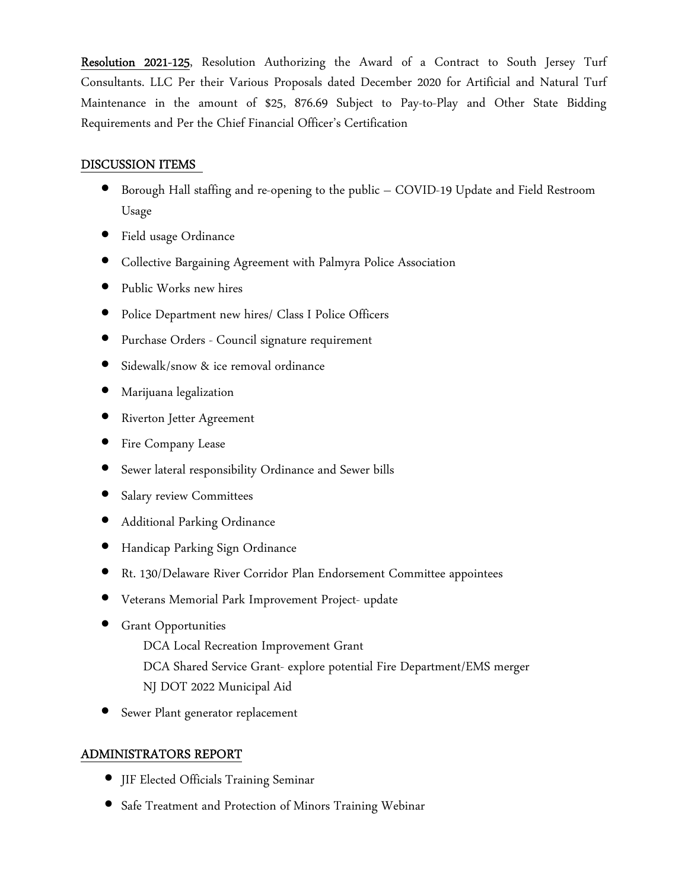**Resolution 2021-125**, Resolution Authorizing the Award of a Contract to South Jersey Turf Consultants. LLC Per their Various Proposals dated December 2020 for Artificial and Natural Turf Maintenance in the amount of $25, 876.69 Subject to Pay-to-Play and Other State Bidding Requirements and Per the Chief Financial Officer's Certification

## DISCUSSION ITEMS

- Borough Hall staffing and re-opening to the public – COVID-19 Update and Field Restroom Usage
- Field usage Ordinance
- Collective Bargaining Agreement with Palmyra Police Association
- Public Works new hires
- Police Department new hires/ Class I Police Officers
- Purchase Orders - Council signature requirement
- Sidewalk/snow & ice removal ordinance
- Marijuana legalization
- Riverton Jetter Agreement
- Fire Company Lease
- Sewer lateral responsibility Ordinance and Sewer bills
- Salary review Committees
- Additional Parking Ordinance
- Handicap Parking Sign Ordinance
- Rt. 130/Delaware River Corridor Plan Endorsement Committee appointees
- Veterans Memorial Park Improvement Project- update
- Grant Opportunities
  - DCA Local Recreation Improvement Grant
  - DCA Shared Service Grant- explore potential Fire Department/EMS merger
  - NJ DOT 2022 Municipal Aid
- Sewer Plant generator replacement

## ADMINISTRATORS REPORT

- JIF Elected Officials Training Seminar
- Safe Treatment and Protection of Minors Training Webinar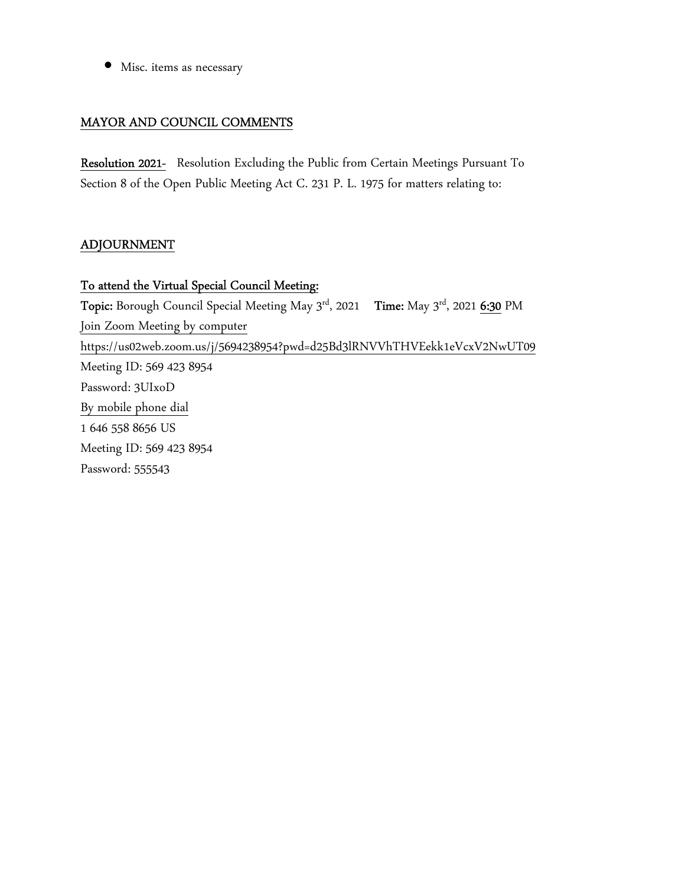- Misc. items as necessary

## MAYOR AND COUNCIL COMMENTS

**Resolution 2021-** Resolution Excluding the Public from Certain Meetings Pursuant To Section 8 of the Open Public Meeting Act C. 231 P. L. 1975 for matters relating to:

## ADJOURNMENT

**To attend the Virtual Special Council Meeting:**

**Topic:** Borough Council Special Meeting May 3rd, 2021 **Time:** May 3rd, 2021 **6:30** PM

Join Zoom Meeting by computer

https://us02web.zoom.us/j/5694238954?pwd=d25Bd3lRNVVhTHVEekk1eVcxV2NwUT09

Meeting ID: 569 423 8954

Password: 3UIxoD

By mobile phone dial

1 646 558 8656 US

Meeting ID: 569 423 8954

Password: 555543